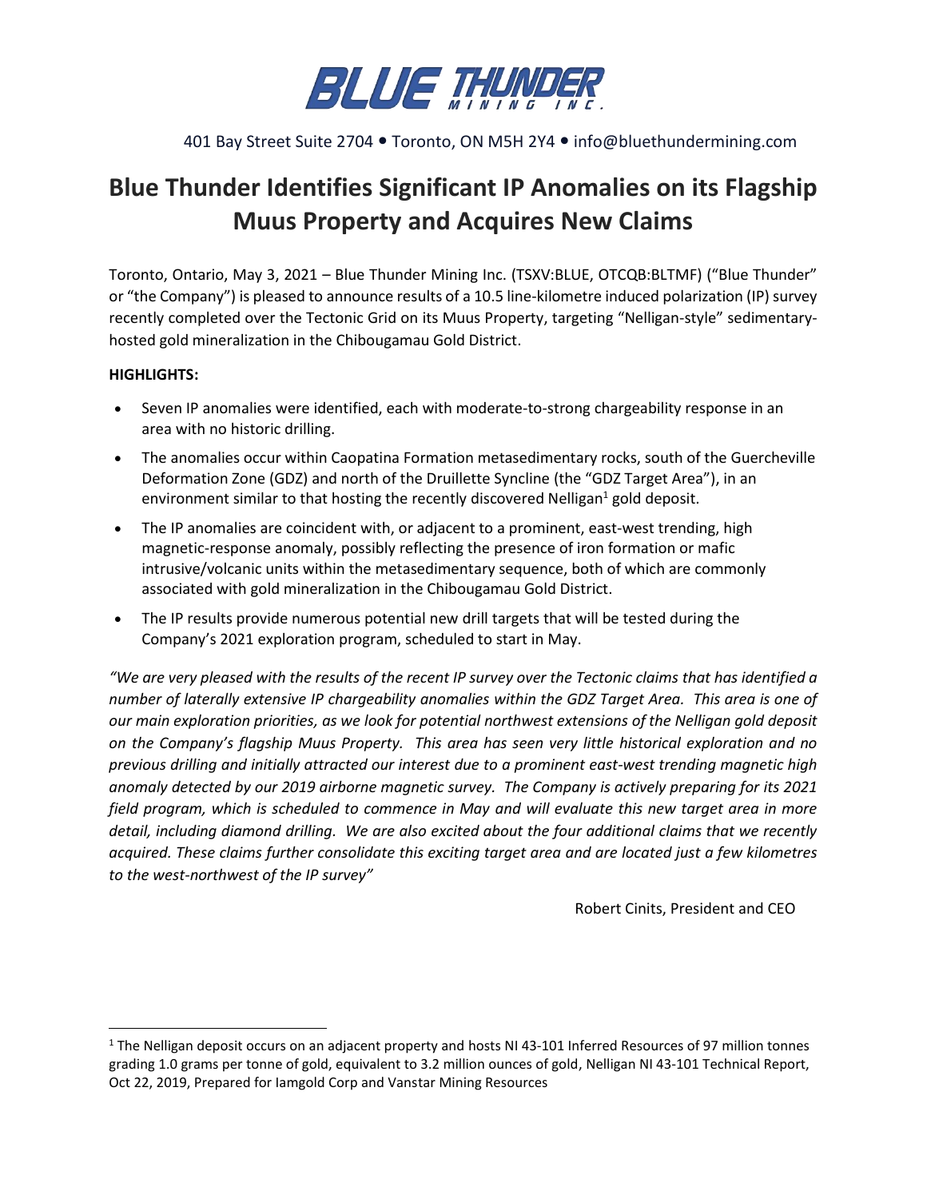**BLUE THUNDER MINING INC.**

401 Bay Street Suite 2704 • Toronto, ON M5H 2Y4 • info@bluethundermining.com

# Blue Thunder Identifies Significant IP Anomalies on its Flagship Muus Property and Acquires New Claims

Toronto, Ontario, May 3, 2021 – Blue Thunder Mining Inc. (TSXV:BLUE, OTCQB:BLTMF) ("Blue Thunder" or "the Company") is pleased to announce results of a 10.5 line-kilometre induced polarization (IP) survey recently completed over the Tectonic Grid on its Muus Property, targeting "Nelligan-style" sedimentary-hosted gold mineralization in the Chibougamau Gold District.

**HIGHLIGHTS:**

- Seven IP anomalies were identified, each with moderate-to-strong chargeability response in an area with no historic drilling.
- The anomalies occur within Caopatina Formation metasedimentary rocks, south of the Guercheville Deformation Zone (GDZ) and north of the Druillette Syncline (the "GDZ Target Area"), in an environment similar to that hosting the recently discovered Nelligan[1] gold deposit.
- The IP anomalies are coincident with, or adjacent to a prominent, east-west trending, high magnetic-response anomaly, possibly reflecting the presence of iron formation or mafic intrusive/volcanic units within the metasedimentary sequence, both of which are commonly associated with gold mineralization in the Chibougamau Gold District.
- The IP results provide numerous potential new drill targets that will be tested during the Company's 2021 exploration program, scheduled to start in May.

*"We are very pleased with the results of the recent IP survey over the Tectonic claims that has identified a number of laterally extensive IP chargeability anomalies within the GDZ Target Area. This area is one of our main exploration priorities, as we look for potential northwest extensions of the Nelligan gold deposit on the Company's flagship Muus Property. This area has seen very little historical exploration and no previous drilling and initially attracted our interest due to a prominent east-west trending magnetic high anomaly detected by our 2019 airborne magnetic survey. The Company is actively preparing for its 2021 field program, which is scheduled to commence in May and will evaluate this new target area in more detail, including diamond drilling. We are also excited about the four additional claims that we recently acquired. These claims further consolidate this exciting target area and are located just a few kilometres to the west-northwest of the IP survey"*

Robert Cinits, President and CEO

[1] The Nelligan deposit occurs on an adjacent property and hosts NI 43-101 Inferred Resources of 97 million tonnes grading 1.0 grams per tonne of gold, equivalent to 3.2 million ounces of gold, Nelligan NI 43-101 Technical Report, Oct 22, 2019, Prepared for Iamgold Corp and Vanstar Mining Resources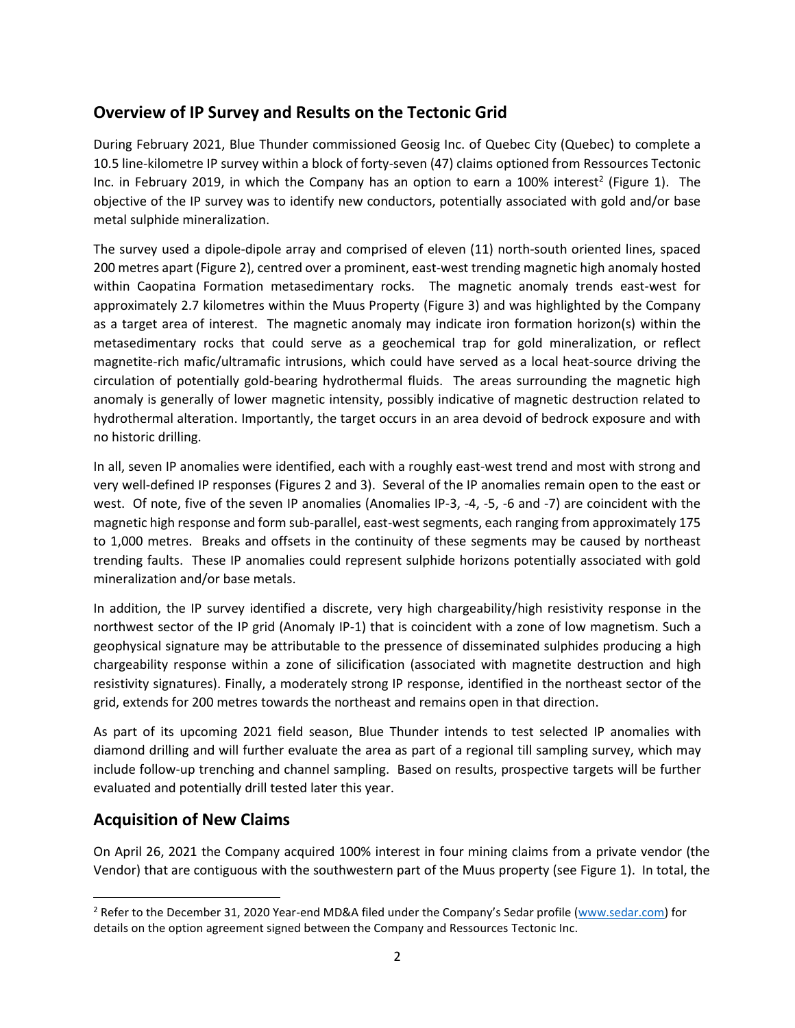## Overview of IP Survey and Results on the Tectonic Grid

During February 2021, Blue Thunder commissioned Geosig Inc. of Quebec City (Quebec) to complete a 10.5 line-kilometre IP survey within a block of forty-seven (47) claims optioned from Ressources Tectonic Inc. in February 2019, in which the Company has an option to earn a 100% interest[2] (Figure 1). The objective of the IP survey was to identify new conductors, potentially associated with gold and/or base metal sulphide mineralization.

The survey used a dipole-dipole array and comprised of eleven (11) north-south oriented lines, spaced 200 metres apart (Figure 2), centred over a prominent, east-west trending magnetic high anomaly hosted within Caopatina Formation metasedimentary rocks. The magnetic anomaly trends east-west for approximately 2.7 kilometres within the Muus Property (Figure 3) and was highlighted by the Company as a target area of interest. The magnetic anomaly may indicate iron formation horizon(s) within the metasedimentary rocks that could serve as a geochemical trap for gold mineralization, or reflect magnetite-rich mafic/ultramafic intrusions, which could have served as a local heat-source driving the circulation of potentially gold-bearing hydrothermal fluids. The areas surrounding the magnetic high anomaly is generally of lower magnetic intensity, possibly indicative of magnetic destruction related to hydrothermal alteration. Importantly, the target occurs in an area devoid of bedrock exposure and with no historic drilling.

In all, seven IP anomalies were identified, each with a roughly east-west trend and most with strong and very well-defined IP responses (Figures 2 and 3). Several of the IP anomalies remain open to the east or west. Of note, five of the seven IP anomalies (Anomalies IP-3, -4, -5, -6 and -7) are coincident with the magnetic high response and form sub-parallel, east-west segments, each ranging from approximately 175 to 1,000 metres. Breaks and offsets in the continuity of these segments may be caused by northeast trending faults. These IP anomalies could represent sulphide horizons potentially associated with gold mineralization and/or base metals.

In addition, the IP survey identified a discrete, very high chargeability/high resistivity response in the northwest sector of the IP grid (Anomaly IP-1) that is coincident with a zone of low magnetism. Such a geophysical signature may be attributable to the pressence of disseminated sulphides producing a high chargeability response within a zone of silicification (associated with magnetite destruction and high resistivity signatures). Finally, a moderately strong IP response, identified in the northeast sector of the grid, extends for 200 metres towards the northeast and remains open in that direction.

As part of its upcoming 2021 field season, Blue Thunder intends to test selected IP anomalies with diamond drilling and will further evaluate the area as part of a regional till sampling survey, which may include follow-up trenching and channel sampling. Based on results, prospective targets will be further evaluated and potentially drill tested later this year.

## Acquisition of New Claims

On April 26, 2021 the Company acquired 100% interest in four mining claims from a private vendor (the Vendor) that are contiguous with the southwestern part of the Muus property (see Figure 1). In total, the

[2] Refer to the December 31, 2020 Year-end MD&A filed under the Company's Sedar profile (www.sedar.com) for details on the option agreement signed between the Company and Ressources Tectonic Inc.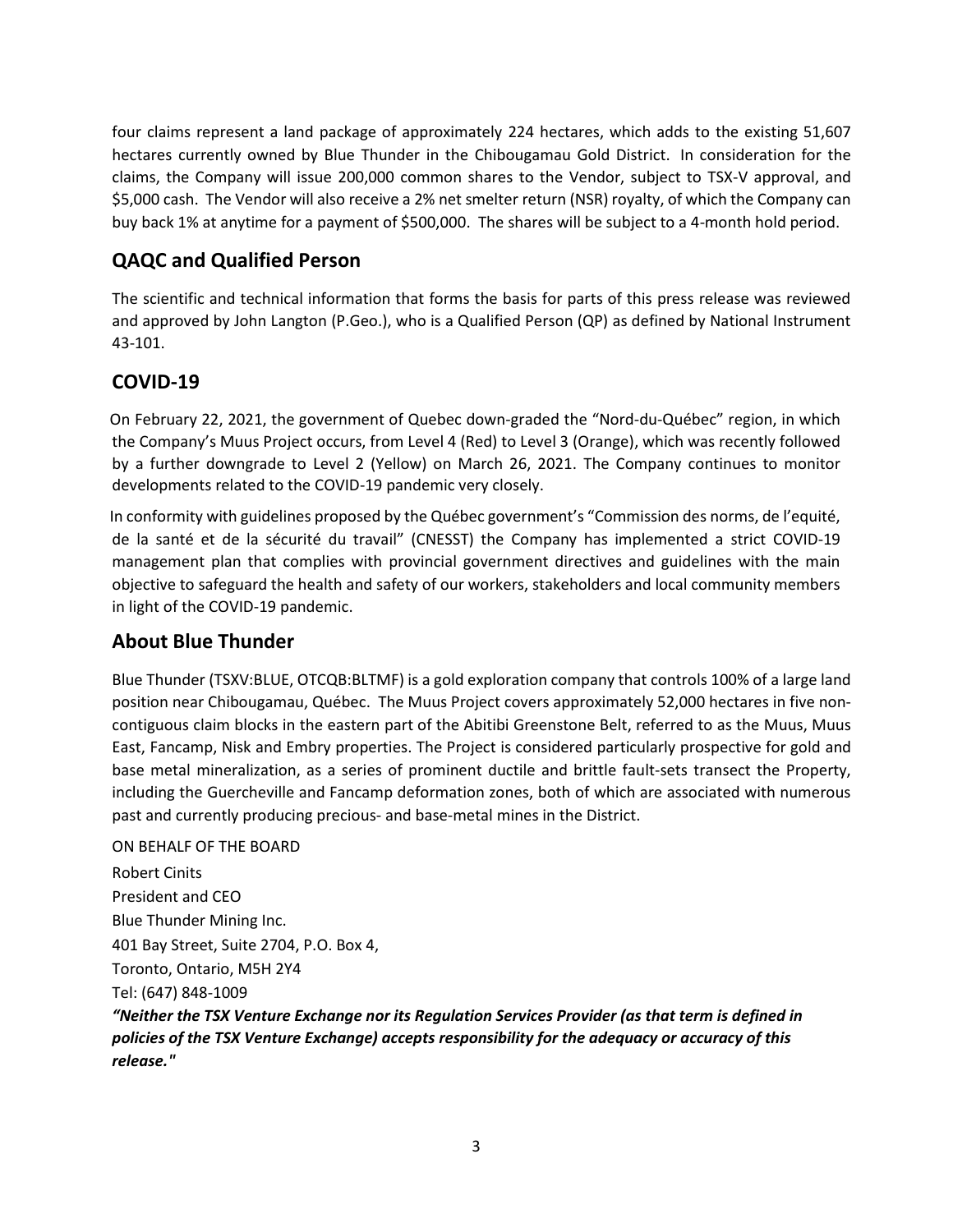four claims represent a land package of approximately 224 hectares, which adds to the existing 51,607 hectares currently owned by Blue Thunder in the Chibougamau Gold District. In consideration for the claims, the Company will issue 200,000 common shares to the Vendor, subject to TSX-V approval, and $5,000 cash. The Vendor will also receive a 2% net smelter return (NSR) royalty, of which the Company can buy back 1% at anytime for a payment of $500,000. The shares will be subject to a 4-month hold period.

## QAQC and Qualified Person

The scientific and technical information that forms the basis for parts of this press release was reviewed and approved by John Langton (P.Geo.), who is a Qualified Person (QP) as defined by National Instrument 43-101.

## COVID-19

On February 22, 2021, the government of Quebec down-graded the "Nord-du-Québec" region, in which the Company's Muus Project occurs, from Level 4 (Red) to Level 3 (Orange), which was recently followed by a further downgrade to Level 2 (Yellow) on March 26, 2021. The Company continues to monitor developments related to the COVID-19 pandemic very closely.

In conformity with guidelines proposed by the Québec government's "Commission des norms, de l'equité, de la santé et de la sécurité du travail" (CNESST) the Company has implemented a strict COVID-19 management plan that complies with provincial government directives and guidelines with the main objective to safeguard the health and safety of our workers, stakeholders and local community members in light of the COVID-19 pandemic.

## About Blue Thunder

Blue Thunder (TSXV:BLUE, OTCQB:BLTMF) is a gold exploration company that controls 100% of a large land position near Chibougamau, Québec. The Muus Project covers approximately 52,000 hectares in five non-contiguous claim blocks in the eastern part of the Abitibi Greenstone Belt, referred to as the Muus, Muus East, Fancamp, Nisk and Embry properties. The Project is considered particularly prospective for gold and base metal mineralization, as a series of prominent ductile and brittle fault-sets transect the Property, including the Guercheville and Fancamp deformation zones, both of which are associated with numerous past and currently producing precious- and base-metal mines in the District.

ON BEHALF OF THE BOARD

Robert Cinits
President and CEO
Blue Thunder Mining Inc.
401 Bay Street, Suite 2704, P.O. Box 4,
Toronto, Ontario, M5H 2Y4
Tel: (647) 848-1009

***"Neither the TSX Venture Exchange nor its Regulation Services Provider (as that term is defined in policies of the TSX Venture Exchange) accepts responsibility for the adequacy or accuracy of this release."***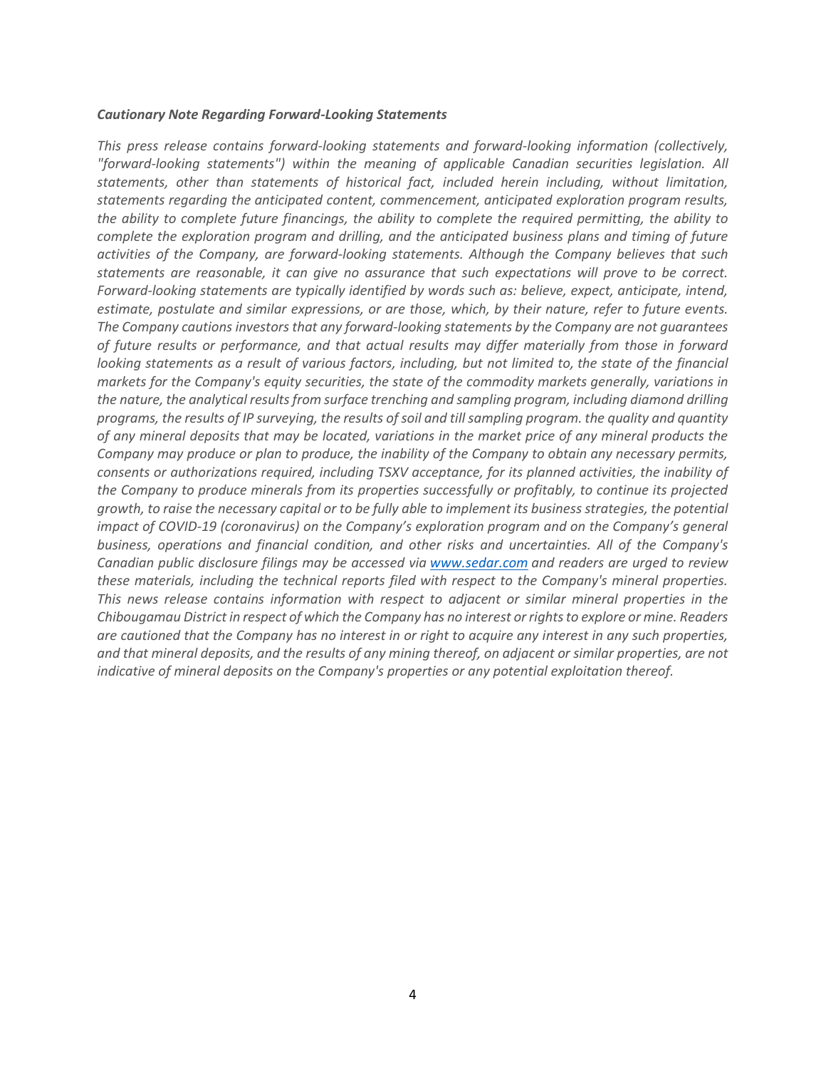***Cautionary Note Regarding Forward-Looking Statements***

*This press release contains forward-looking statements and forward-looking information (collectively, "forward-looking statements") within the meaning of applicable Canadian securities legislation. All statements, other than statements of historical fact, included herein including, without limitation, statements regarding the anticipated content, commencement, anticipated exploration program results, the ability to complete future financings, the ability to complete the required permitting, the ability to complete the exploration program and drilling, and the anticipated business plans and timing of future activities of the Company, are forward-looking statements. Although the Company believes that such statements are reasonable, it can give no assurance that such expectations will prove to be correct. Forward-looking statements are typically identified by words such as: believe, expect, anticipate, intend, estimate, postulate and similar expressions, or are those, which, by their nature, refer to future events. The Company cautions investors that any forward-looking statements by the Company are not guarantees of future results or performance, and that actual results may differ materially from those in forward looking statements as a result of various factors, including, but not limited to, the state of the financial markets for the Company's equity securities, the state of the commodity markets generally, variations in the nature, the analytical results from surface trenching and sampling program, including diamond drilling programs, the results of IP surveying, the results of soil and till sampling program. the quality and quantity of any mineral deposits that may be located, variations in the market price of any mineral products the Company may produce or plan to produce, the inability of the Company to obtain any necessary permits, consents or authorizations required, including TSXV acceptance, for its planned activities, the inability of the Company to produce minerals from its properties successfully or profitably, to continue its projected growth, to raise the necessary capital or to be fully able to implement its business strategies, the potential impact of COVID-19 (coronavirus) on the Company's exploration program and on the Company's general business, operations and financial condition, and other risks and uncertainties. All of the Company's Canadian public disclosure filings may be accessed via [www.sedar.com](http://www.sedar.com) and readers are urged to review these materials, including the technical reports filed with respect to the Company's mineral properties. This news release contains information with respect to adjacent or similar mineral properties in the Chibougamau District in respect of which the Company has no interest or rights to explore or mine. Readers are cautioned that the Company has no interest in or right to acquire any interest in any such properties, and that mineral deposits, and the results of any mining thereof, on adjacent or similar properties, are not indicative of mineral deposits on the Company's properties or any potential exploitation thereof.*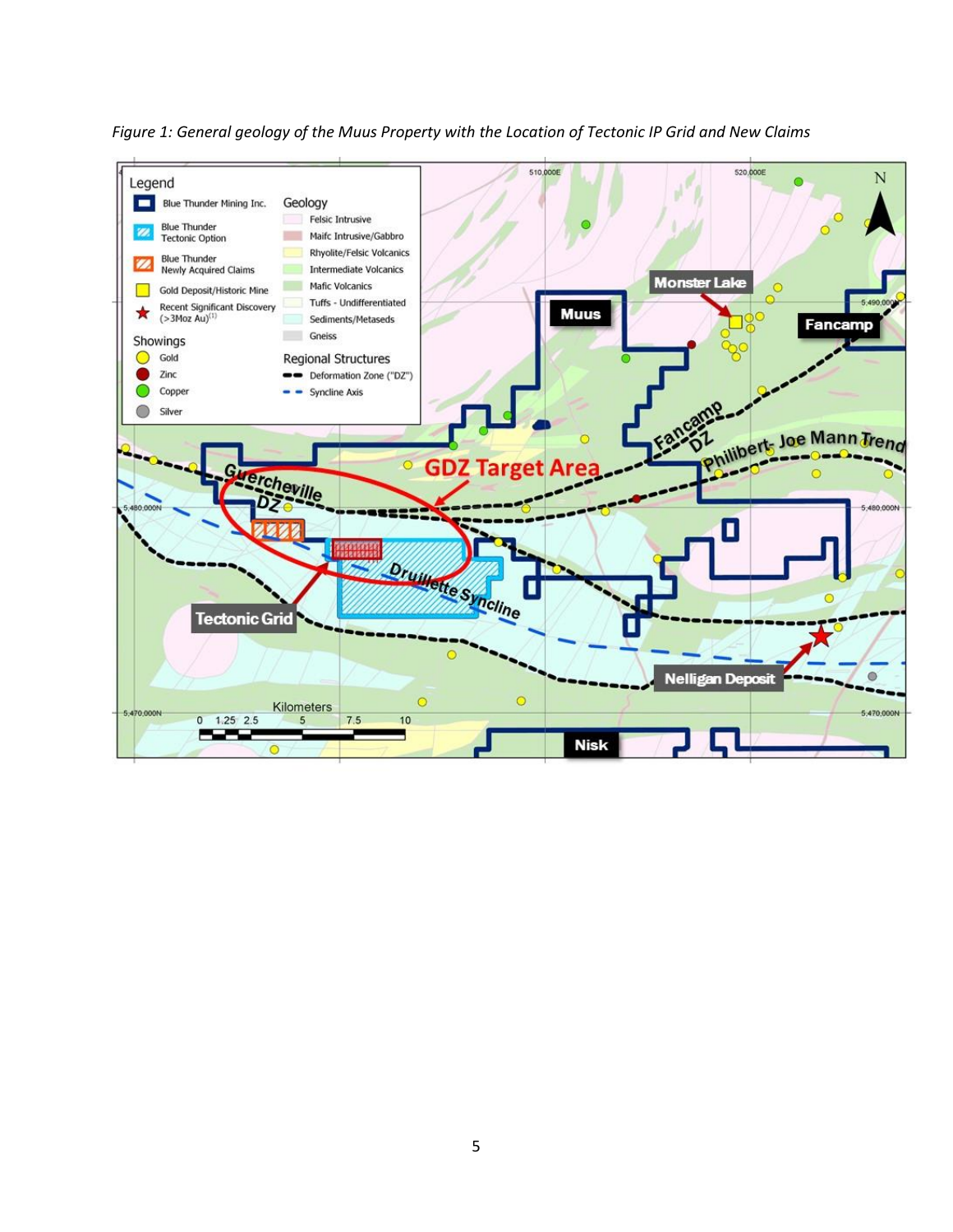*Figure 1: General geology of the Muus Property with the Location of Tectonic IP Grid and New Claims*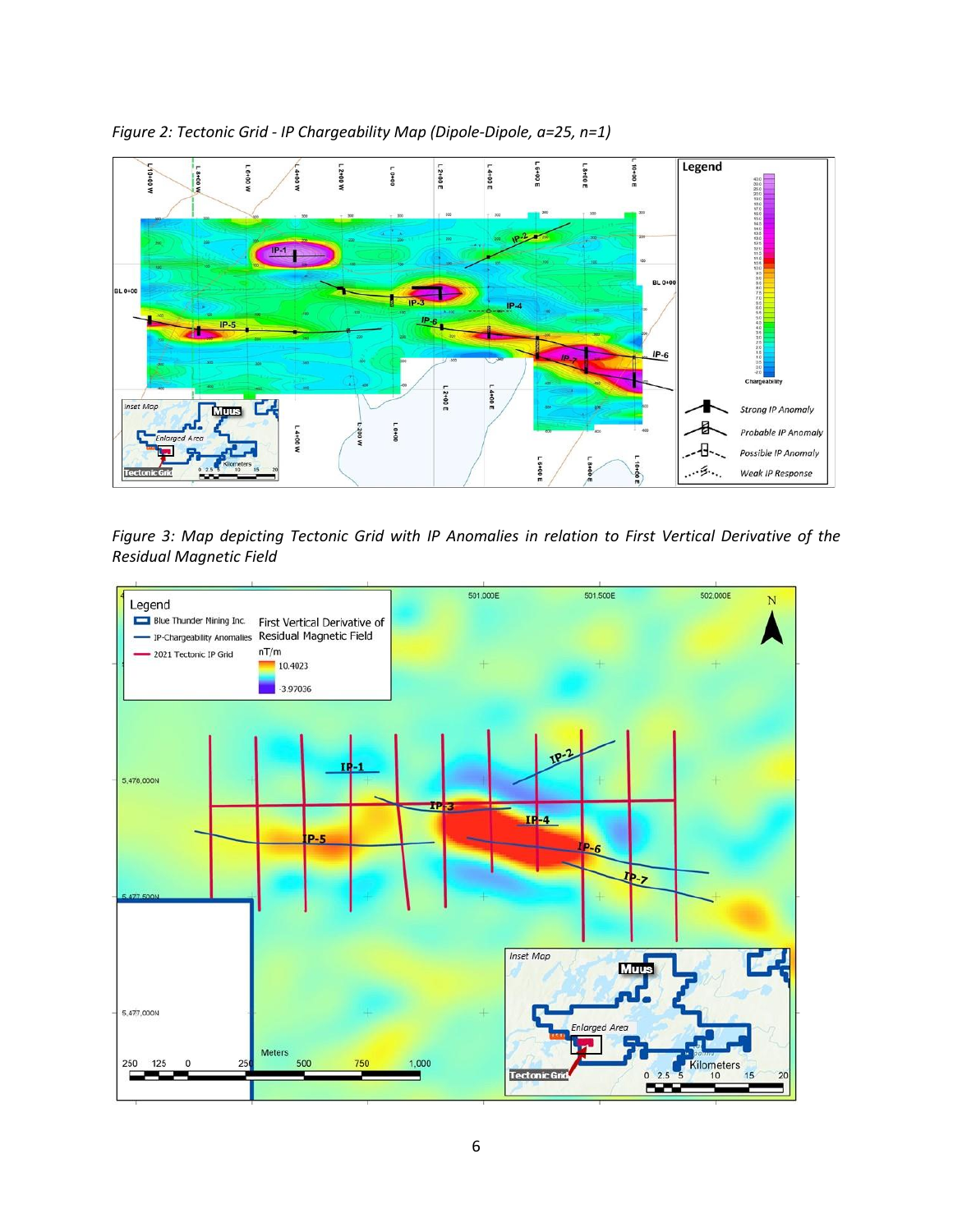*Figure 2: Tectonic Grid - IP Chargeability Map (Dipole-Dipole, a=25, n=1)*

Legend

Chargeability

Strong IP Anomaly

Probable IP Anomaly

Possible IP Anomaly

Weak IP Response

IP-1

IP-2

IP-3

IP-4

IP-5

IP-6

IP-7

BL 0+00

L 10+00 W

L 8+00 W

L 6+00 W

L 4+00 W

L 2+00 W

L 0+00

L 2+00 E

L 4+00 E

L 6+00 E

L 8+00 E

L 10+00 E

Inset Map

Muus

Enlarged Area

Tectonic Grid

Kilometers

0 2.5 5 10 15 20

*Figure 3: Map depicting Tectonic Grid with IP Anomalies in relation to First Vertical Derivative of the Residual Magnetic Field*

Legend

Blue Thunder Mining Inc.

IP-Chargeability Anomalies

2021 Tectonic IP Grid

First Vertical Derivative of Residual Magnetic Field

nT/m

10.4023

-3.97036

501,000E

501,500E

502,000E

5,478,000N

5,477,500N

5,477,000N

N

IP-1

IP-2

IP-3

IP-4

IP-5

IP-6

IP-7

Meters

250 125 0 250 500 750 1,000

Inset Map

Muus

Enlarged Area

Tectonic Grid

Kilometers

0 2.5 5 10 15 20